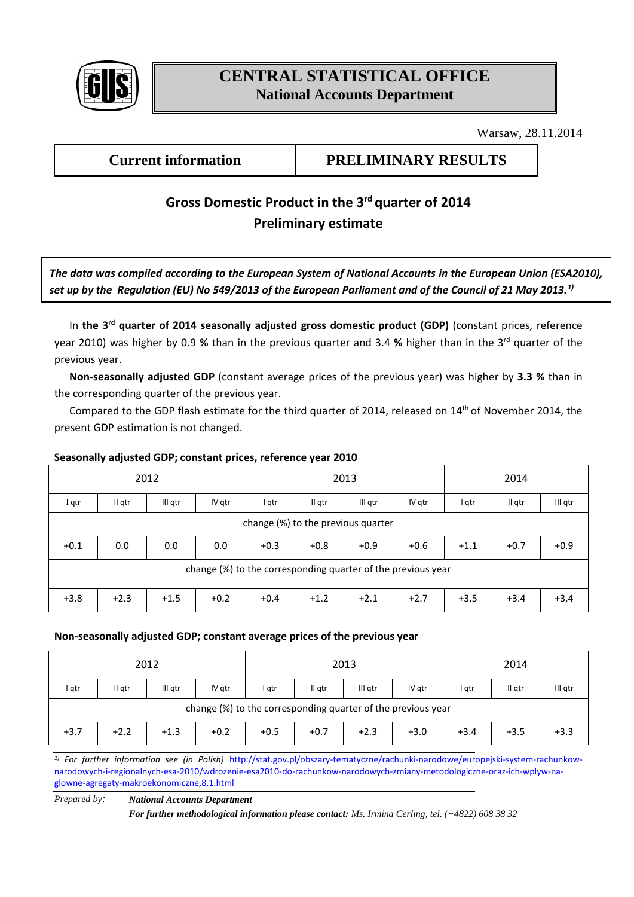# CENTRAL STATISTICAL OFFICE
## National Accounts Department

Warsaw, 28.11.2014

| Current information | PRELIMINARY RESULTS |
|---|---|

## Gross Domestic Product in the 3rd quarter of 2014
## Preliminary estimate

***The data was compiled according to the European System of National Accounts in the European Union (ESA2010), set up by the Regulation (EU) No 549/2013 of the European Parliament and of the Council of 21 May 2013.[1)]***

In **the 3rd quarter of 2014 seasonally adjusted gross domestic product (GDP)** (constant prices, reference year 2010) was higher by 0.9 **%** than in the previous quarter and 3.4 **%** higher than in the 3rd quarter of the previous year.

**Non-seasonally adjusted GDP** (constant average prices of the previous year) was higher by **3.3 %** than in the corresponding quarter of the previous year.

Compared to the GDP flash estimate for the third quarter of 2014, released on 14th of November 2014, the present GDP estimation is not changed.

**Seasonally adjusted GDP; constant prices, reference year 2010**

| 2012 | | | | 2013 | | | | 2014 | | |
|---|---|---|---|---|---|---|---|---|---|---|
| I qtr | II qtr | III qtr | IV qtr | I qtr | II qtr | III qtr | IV qtr | I qtr | II qtr | III qtr |
| change (%) to the previous quarter | | | | | | | | | | |
| +0.1 | 0.0 | 0.0 | 0.0 | +0.3 | +0.8 | +0.9 | +0.6 | +1.1 | +0.7 | +0.9 |
| change (%) to the corresponding quarter of the previous year | | | | | | | | | | |
| +3.8 | +2.3 | +1.5 | +0.2 | +0.4 | +1.2 | +2.1 | +2.7 | +3.5 | +3.4 | +3,4 |

**Non-seasonally adjusted GDP; constant average prices of the previous year**

| 2012 | | | | 2013 | | | | 2014 | | |
|---|---|---|---|---|---|---|---|---|---|---|
| I qtr | II qtr | III qtr | IV qtr | I qtr | II qtr | III qtr | IV qtr | I qtr | II qtr | III qtr |
| change (%) to the corresponding quarter of the previous year | | | | | | | | | | |
| +3.7 | +2.2 | +1.3 | +0.2 | +0.5 | +0.7 | +2.3 | +3.0 | +3.4 | +3.5 | +3.3 |

[1)] *For further information see (in Polish)* http://stat.gov.pl/obszary-tematyczne/rachunki-narodowe/europejski-system-rachunkow-narodowych-i-regionalnych-esa-2010/wdrozenie-esa2010-do-rachunkow-narodowych-zmiany-metodologiczne-oraz-ich-wplyw-na-glowne-agregaty-makroekonomiczne,8,1.html

*Prepared by:* ***National Accounts Department***

***For further methodological information please contact:*** *Ms. Irmina Cerling, tel. (+4822) 608 38 32*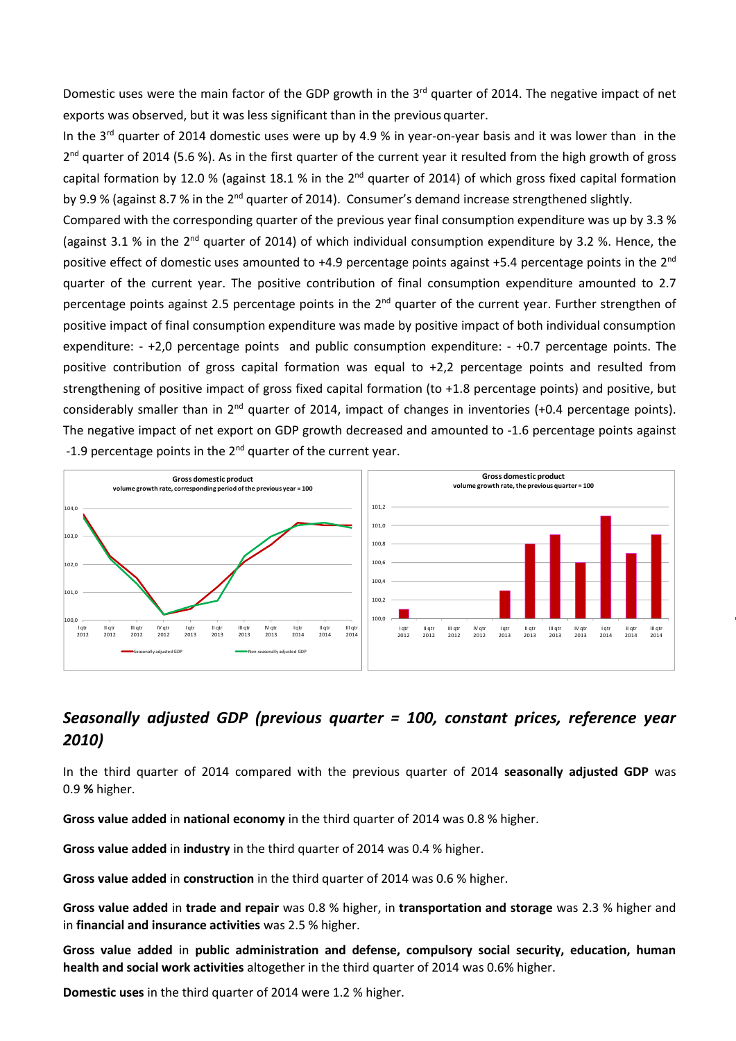Domestic uses were the main factor of the GDP growth in the 3[rd] quarter of 2014. The negative impact of net exports was observed, but it was less significant than in the previous quarter.

In the 3[rd] quarter of 2014 domestic uses were up by 4.9 % in year-on-year basis and it was lower than in the 2[nd] quarter of 2014 (5.6 %). As in the first quarter of the current year it resulted from the high growth of gross capital formation by 12.0 % (against 18.1 % in the 2[nd] quarter of 2014) of which gross fixed capital formation by 9.9 % (against 8.7 % in the 2[nd] quarter of 2014). Consumer's demand increase strengthened slightly.

Compared with the corresponding quarter of the previous year final consumption expenditure was up by 3.3 % (against 3.1 % in the 2[nd] quarter of 2014) of which individual consumption expenditure by 3.2 %. Hence, the positive effect of domestic uses amounted to +4.9 percentage points against +5.4 percentage points in the 2[nd] quarter of the current year. The positive contribution of final consumption expenditure amounted to 2.7 percentage points against 2.5 percentage points in the 2[nd] quarter of the current year. Further strengthen of positive impact of final consumption expenditure was made by positive impact of both individual consumption expenditure: - +2,0 percentage points and public consumption expenditure: - +0.7 percentage points. The positive contribution of gross capital formation was equal to +2,2 percentage points and resulted from strengthening of positive impact of gross fixed capital formation (to +1.8 percentage points) and positive, but considerably smaller than in 2[nd] quarter of 2014, impact of changes in inventories (+0.4 percentage points). The negative impact of net export on GDP growth decreased and amounted to -1.6 percentage points against -1.9 percentage points in the 2[nd] quarter of the current year.

Gross domestic product
volume growth rate, corresponding period of the previous year = 100

Seasonally adjusted GDP — Non-seasonally adjusted GDP

Gross domestic product
volume growth rate, the previous quarter = 100

## *Seasonally adjusted GDP (previous quarter = 100, constant prices, reference year 2010)*

In the third quarter of 2014 compared with the previous quarter of 2014 **seasonally adjusted GDP** was 0.9 **%** higher.

**Gross value added** in **national economy** in the third quarter of 2014 was 0.8 % higher.

**Gross value added** in **industry** in the third quarter of 2014 was 0.4 % higher.

**Gross value added** in **construction** in the third quarter of 2014 was 0.6 % higher.

**Gross value added** in **trade and repair** was 0.8 % higher, in **transportation and storage** was 2.3 % higher and in **financial and insurance activities** was 2.5 % higher.

**Gross value added** in **public administration and defense, compulsory social security, education, human health and social work activities** altogether in the third quarter of 2014 was 0.6% higher.

**Domestic uses** in the third quarter of 2014 were 1.2 % higher.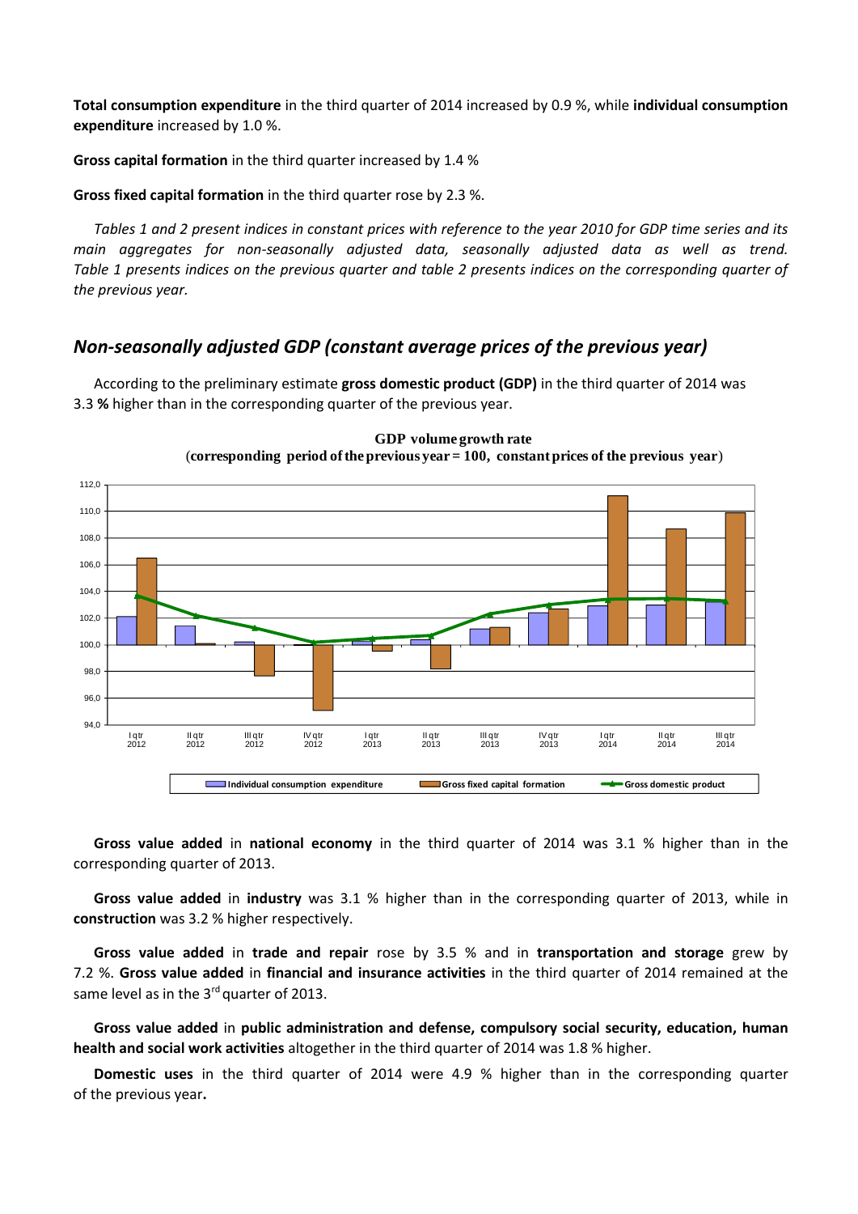**Total consumption expenditure** in the third quarter of 2014 increased by 0.9 %, while **individual consumption expenditure** increased by 1.0 %.

**Gross capital formation** in the third quarter increased by 1.4 %

**Gross fixed capital formation** in the third quarter rose by 2.3 %.

*Tables 1 and 2 present indices in constant prices with reference to the year 2010 for GDP time series and its main aggregates for non-seasonally adjusted data, seasonally adjusted data as well as trend. Table 1 presents indices on the previous quarter and table 2 presents indices on the corresponding quarter of the previous year.*

## *Non-seasonally adjusted GDP (constant average prices of the previous year)*

According to the preliminary estimate **gross domestic product (GDP)** in the third quarter of 2014 was 3.3 **%** higher than in the corresponding quarter of the previous year.

**GDP volume growth rate**
(**corresponding period of the previous year = 100, constant prices of the previous year**)

**Gross value added** in **national economy** in the third quarter of 2014 was 3.1 % higher than in the corresponding quarter of 2013.

**Gross value added** in **industry** was 3.1 % higher than in the corresponding quarter of 2013, while in **construction** was 3.2 % higher respectively.

**Gross value added** in **trade and repair** rose by 3.5 % and in **transportation and storage** grew by 7.2 %. **Gross value added** in **financial and insurance activities** in the third quarter of 2014 remained at the same level as in the 3rd quarter of 2013.

**Gross value added** in **public administration and defense, compulsory social security, education, human health and social work activities** altogether in the third quarter of 2014 was 1.8 % higher.

**Domestic uses** in the third quarter of 2014 were 4.9 % higher than in the corresponding quarter of the previous year**.**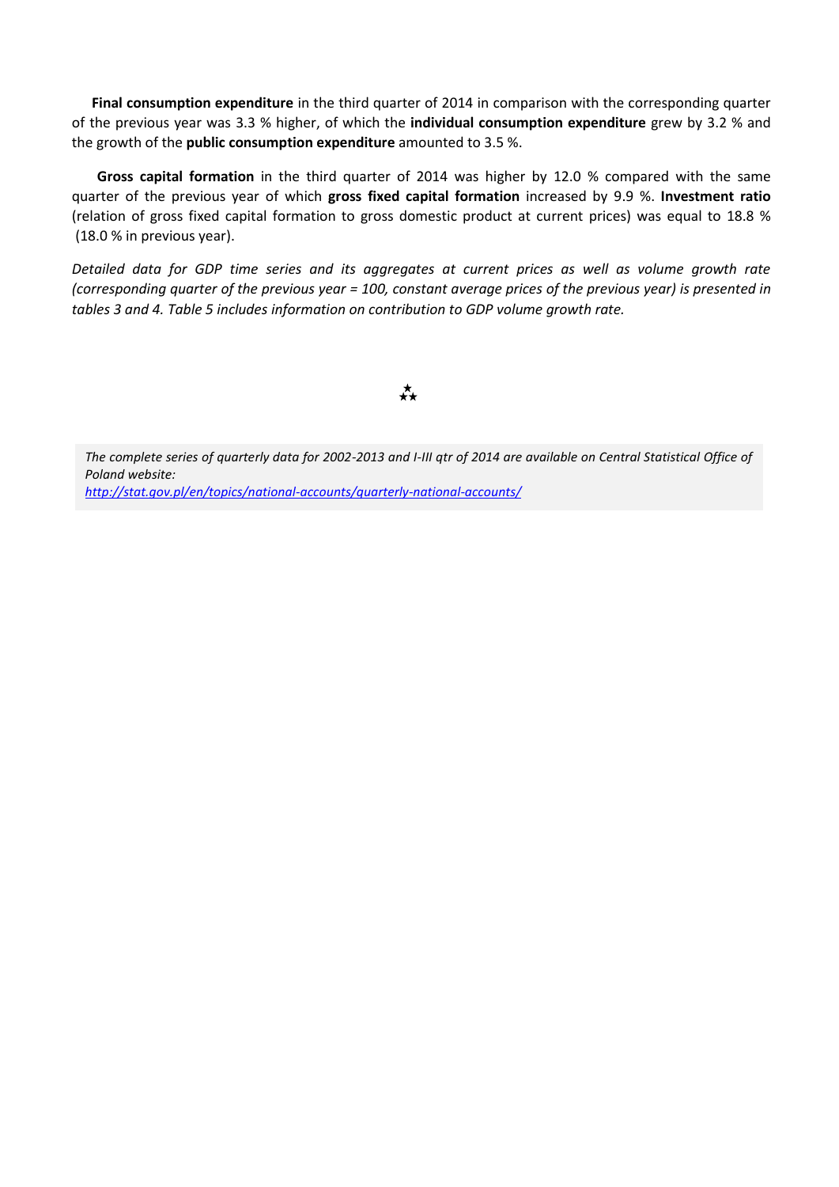**Final consumption expenditure** in the third quarter of 2014 in comparison with the corresponding quarter of the previous year was 3.3 % higher, of which the **individual consumption expenditure** grew by 3.2 % and the growth of the **public consumption expenditure** amounted to 3.5 %.

**Gross capital formation** in the third quarter of 2014 was higher by 12.0 % compared with the same quarter of the previous year of which **gross fixed capital formation** increased by 9.9 %. **Investment ratio** (relation of gross fixed capital formation to gross domestic product at current prices) was equal to 18.8 % (18.0 % in previous year).

*Detailed data for GDP time series and its aggregates at current prices as well as volume growth rate (corresponding quarter of the previous year = 100, constant average prices of the previous year) is presented in tables 3 and 4. Table 5 includes information on contribution to GDP volume growth rate.*

⁂

*The complete series of quarterly data for 2002-2013 and I-III qtr of 2014 are available on Central Statistical Office of Poland website:*
*http://stat.gov.pl/en/topics/national-accounts/quarterly-national-accounts/*